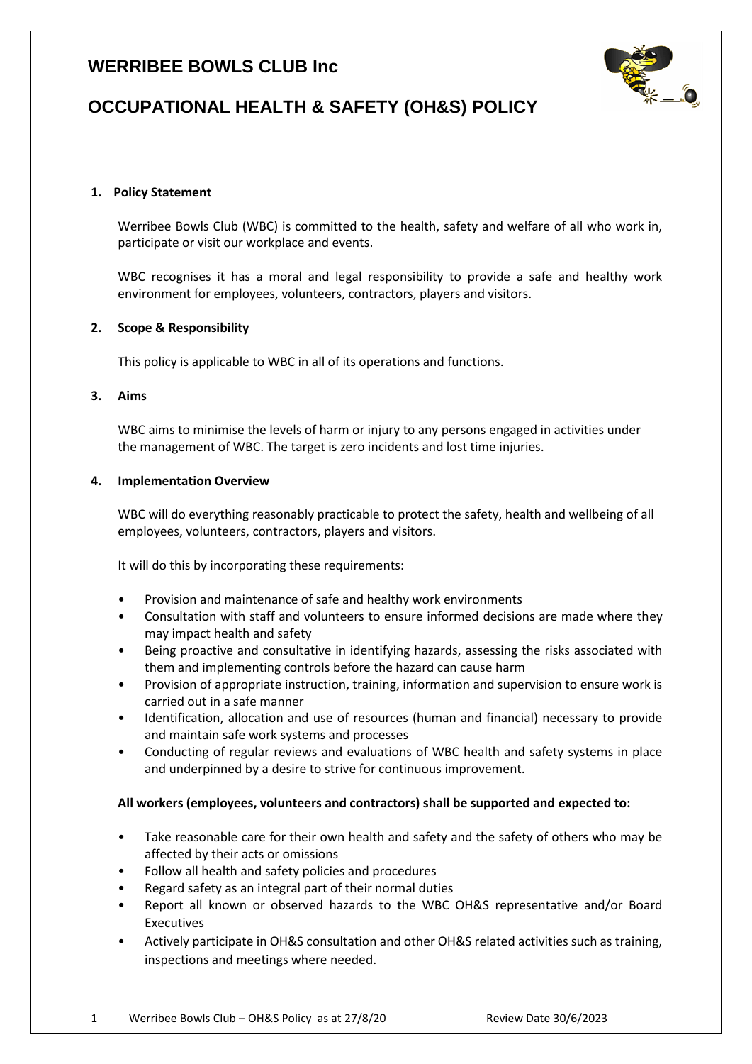# WERRIBEE BOWLS CLUB Inc

# OCCUPATIONAL HEALTH & SAFETY (OH&S) POLICY

## 1. Policy Statement

Werribee Bowls Club (WBC) is committed to the health, safety and welfare of all who work in, participate or visit our workplace and events.

WBC recognises it has a moral and legal responsibility to provide a safe and healthy work environment for employees, volunteers, contractors, players and visitors.

## 2. Scope & Responsibility

This policy is applicable to WBC in all of its operations and functions.

## 3. Aims

WBC aims to minimise the levels of harm or injury to any persons engaged in activities under the management of WBC. The target is zero incidents and lost time injuries.

## 4. Implementation Overview

WBC will do everything reasonably practicable to protect the safety, health and wellbeing of all employees, volunteers, contractors, players and visitors.

It will do this by incorporating these requirements:

- Provision and maintenance of safe and healthy work environments
- Consultation with staff and volunteers to ensure informed decisions are made where they may impact health and safety
- Being proactive and consultative in identifying hazards, assessing the risks associated with them and implementing controls before the hazard can cause harm
- Provision of appropriate instruction, training, information and supervision to ensure work is carried out in a safe manner
- Identification, allocation and use of resources (human and financial) necessary to provide and maintain safe work systems and processes
- Conducting of regular reviews and evaluations of WBC health and safety systems in place and underpinned by a desire to strive for continuous improvement.

**All workers (employees, volunteers and contractors) shall be supported and expected to:**

- Take reasonable care for their own health and safety and the safety of others who may be affected by their acts or omissions
- Follow all health and safety policies and procedures
- Regard safety as an integral part of their normal duties
- Report all known or observed hazards to the WBC OH&S representative and/or Board Executives
- Actively participate in OH&S consultation and other OH&S related activities such as training, inspections and meetings where needed.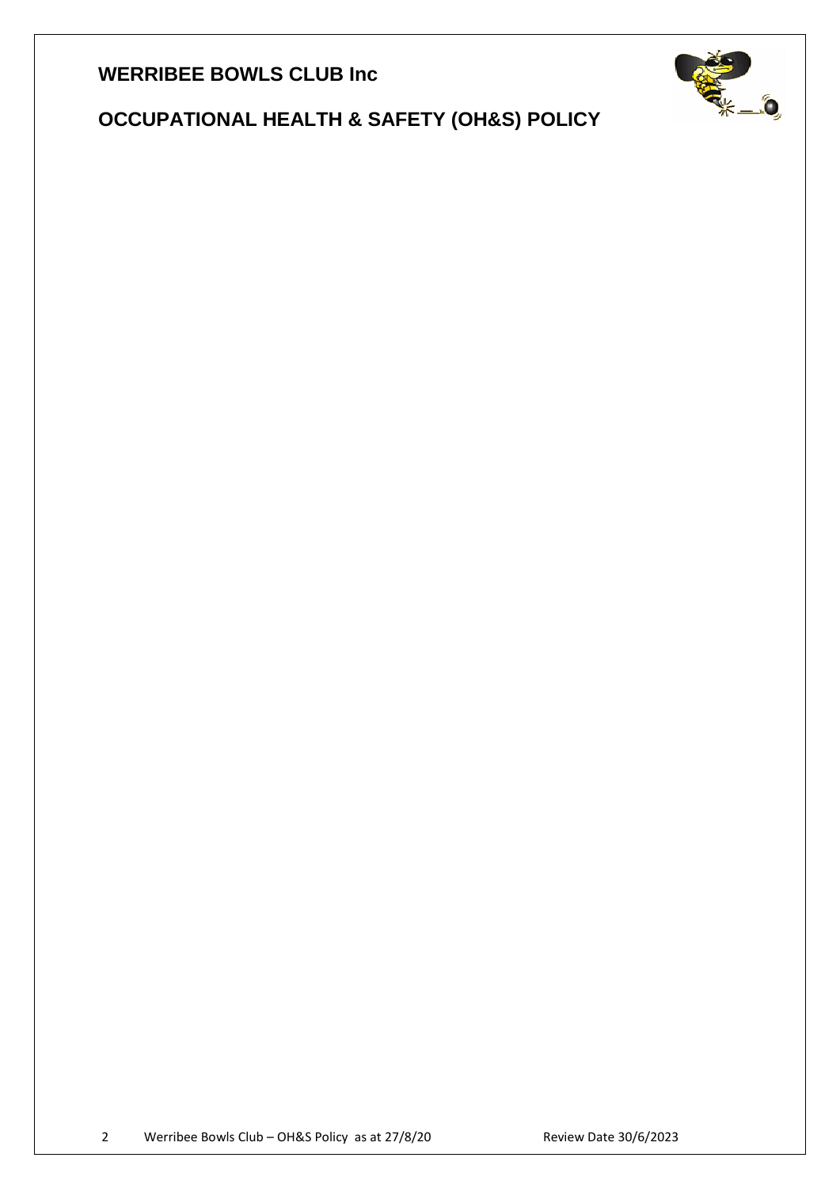# WERRIBEE BOWLS CLUB Inc

## OCCUPATIONAL HEALTH & SAFETY (OH&S) POLICY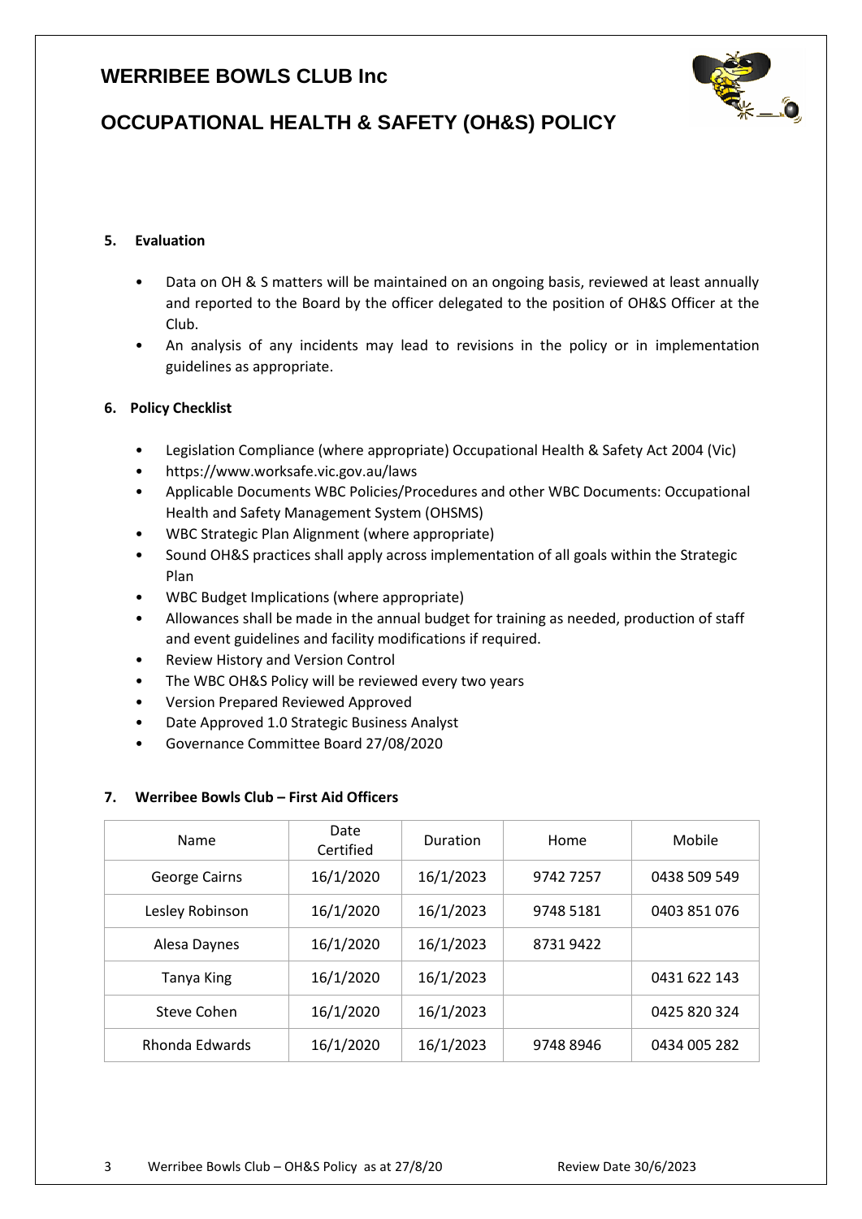# WERRIBEE BOWLS CLUB Inc

## OCCUPATIONAL HEALTH & SAFETY (OH&S) POLICY

### 5. Evaluation

- Data on OH & S matters will be maintained on an ongoing basis, reviewed at least annually and reported to the Board by the officer delegated to the position of OH&S Officer at the Club.
- An analysis of any incidents may lead to revisions in the policy or in implementation guidelines as appropriate.

### 6. Policy Checklist

- Legislation Compliance (where appropriate) Occupational Health & Safety Act 2004 (Vic)
- https://www.worksafe.vic.gov.au/laws
- Applicable Documents WBC Policies/Procedures and other WBC Documents: Occupational Health and Safety Management System (OHSMS)
- WBC Strategic Plan Alignment (where appropriate)
- Sound OH&S practices shall apply across implementation of all goals within the Strategic Plan
- WBC Budget Implications (where appropriate)
- Allowances shall be made in the annual budget for training as needed, production of staff and event guidelines and facility modifications if required.
- Review History and Version Control
- The WBC OH&S Policy will be reviewed every two years
- Version Prepared Reviewed Approved
- Date Approved 1.0 Strategic Business Analyst
- Governance Committee Board 27/08/2020

### 7. Werribee Bowls Club – First Aid Officers

| Name | Date Certified | Duration | Home | Mobile |
|---|---|---|---|---|
| George Cairns | 16/1/2020 | 16/1/2023 | 9742 7257 | 0438 509 549 |
| Lesley Robinson | 16/1/2020 | 16/1/2023 | 9748 5181 | 0403 851 076 |
| Alesa Daynes | 16/1/2020 | 16/1/2023 | 8731 9422 | |
| Tanya King | 16/1/2020 | 16/1/2023 | | 0431 622 143 |
| Steve Cohen | 16/1/2020 | 16/1/2023 | | 0425 820 324 |
| Rhonda Edwards | 16/1/2020 | 16/1/2023 | 9748 8946 | 0434 005 282 |